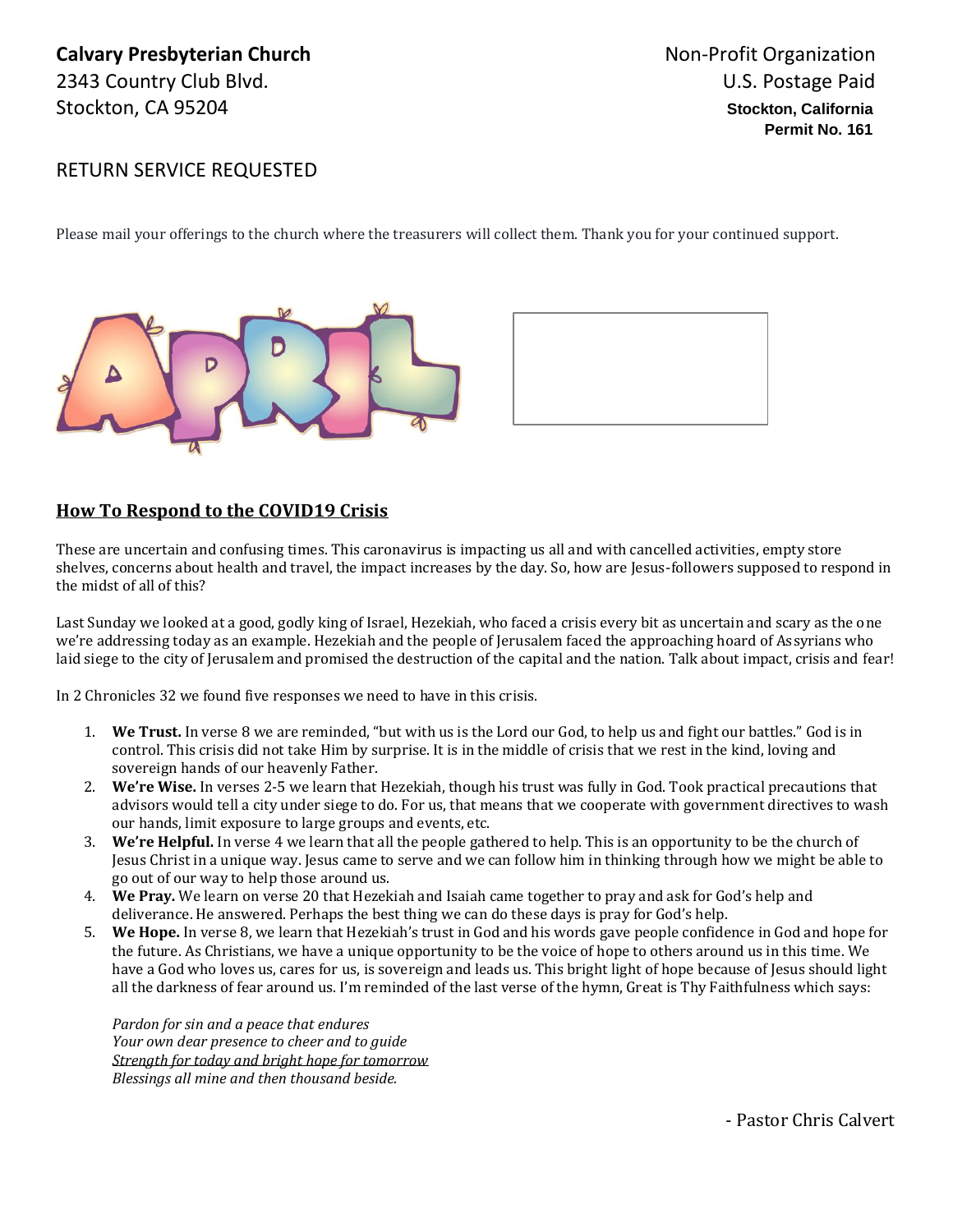**Calvary Presbyterian Church**
2343 Country Club Blvd.
Stockton, CA 95204

Non-Profit Organization
U.S. Postage Paid
**Stockton, California**
**Permit No. 161**

RETURN SERVICE REQUESTED

Please mail your offerings to the church where the treasurers will collect them. Thank you for your continued support.

APRIL

## How To Respond to the COVID19 Crisis

These are uncertain and confusing times. This caronavirus is impacting us all and with cancelled activities, empty store shelves, concerns about health and travel, the impact increases by the day. So, how are Jesus-followers supposed to respond in the midst of all of this?

Last Sunday we looked at a good, godly king of Israel, Hezekiah, who faced a crisis every bit as uncertain and scary as the one we're addressing today as an example. Hezekiah and the people of Jerusalem faced the approaching hoard of Assyrians who laid siege to the city of Jerusalem and promised the destruction of the capital and the nation. Talk about impact, crisis and fear!

In 2 Chronicles 32 we found five responses we need to have in this crisis.

1. **We Trust.** In verse 8 we are reminded, "but with us is the Lord our God, to help us and fight our battles." God is in control. This crisis did not take Him by surprise. It is in the middle of crisis that we rest in the kind, loving and sovereign hands of our heavenly Father.
2. **We're Wise.** In verses 2-5 we learn that Hezekiah, though his trust was fully in God. Took practical precautions that advisors would tell a city under siege to do. For us, that means that we cooperate with government directives to wash our hands, limit exposure to large groups and events, etc.
3. **We're Helpful.** In verse 4 we learn that all the people gathered to help. This is an opportunity to be the church of Jesus Christ in a unique way. Jesus came to serve and we can follow him in thinking through how we might be able to go out of our way to help those around us.
4. **We Pray.** We learn on verse 20 that Hezekiah and Isaiah came together to pray and ask for God's help and deliverance. He answered. Perhaps the best thing we can do these days is pray for God's help.
5. **We Hope.** In verse 8, we learn that Hezekiah's trust in God and his words gave people confidence in God and hope for the future. As Christians, we have a unique opportunity to be the voice of hope to others around us in this time. We have a God who loves us, cares for us, is sovereign and leads us. This bright light of hope because of Jesus should light all the darkness of fear around us. I'm reminded of the last verse of the hymn, Great is Thy Faithfulness which says:

   *Pardon for sin and a peace that endures*
   *Your own dear presence to cheer and to guide*
   *<u>Strength for today and bright hope for tomorrow</u>*
   *Blessings all mine and then thousand beside.*

\- Pastor Chris Calvert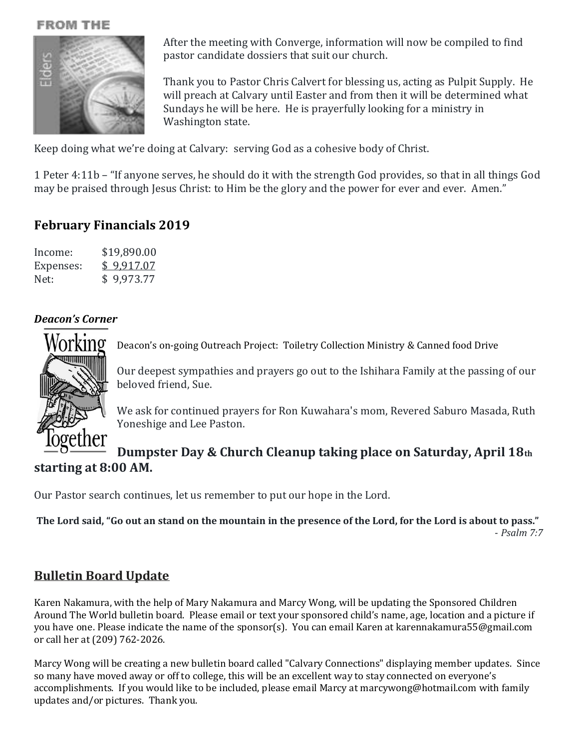## FROM THE Elders

After the meeting with Converge, information will now be compiled to find pastor candidate dossiers that suit our church.

Thank you to Pastor Chris Calvert for blessing us, acting as Pulpit Supply. He will preach at Calvary until Easter and from then it will be determined what Sundays he will be here. He is prayerfully looking for a ministry in Washington state.

Keep doing what we're doing at Calvary: serving God as a cohesive body of Christ.

1 Peter 4:11b – "If anyone serves, he should do it with the strength God provides, so that in all things God may be praised through Jesus Christ: to Him be the glory and the power for ever and ever. Amen."

## February Financials 2019

| | |
|---|---|
| Income: | $19,890.00 |
| Expenses: | $ 9,917.07 |
| Net: | $ 9,973.77 |

### *Deacon's Corner*

Working Together

Deacon's on-going Outreach Project: Toiletry Collection Ministry & Canned food Drive

Our deepest sympathies and prayers go out to the Ishihara Family at the passing of our beloved friend, Sue.

We ask for continued prayers for Ron Kuwahara's mom, Revered Saburo Masada, Ruth Yoneshige and Lee Paston.

**Dumpster Day & Church Cleanup taking place on Saturday, April 18th starting at 8:00 AM.**

Our Pastor search continues, let us remember to put our hope in the Lord.

**The Lord said, "Go out an stand on the mountain in the presence of the Lord, for the Lord is about to pass."**

*- Psalm 7:7*

## Bulletin Board Update

Karen Nakamura, with the help of Mary Nakamura and Marcy Wong, will be updating the Sponsored Children Around The World bulletin board. Please email or text your sponsored child's name, age, location and a picture if you have one. Please indicate the name of the sponsor(s). You can email Karen at karennakamura55@gmail.com or call her at (209) 762-2026.

Marcy Wong will be creating a new bulletin board called "Calvary Connections" displaying member updates. Since so many have moved away or off to college, this will be an excellent way to stay connected on everyone's accomplishments. If you would like to be included, please email Marcy at marcywong@hotmail.com with family updates and/or pictures. Thank you.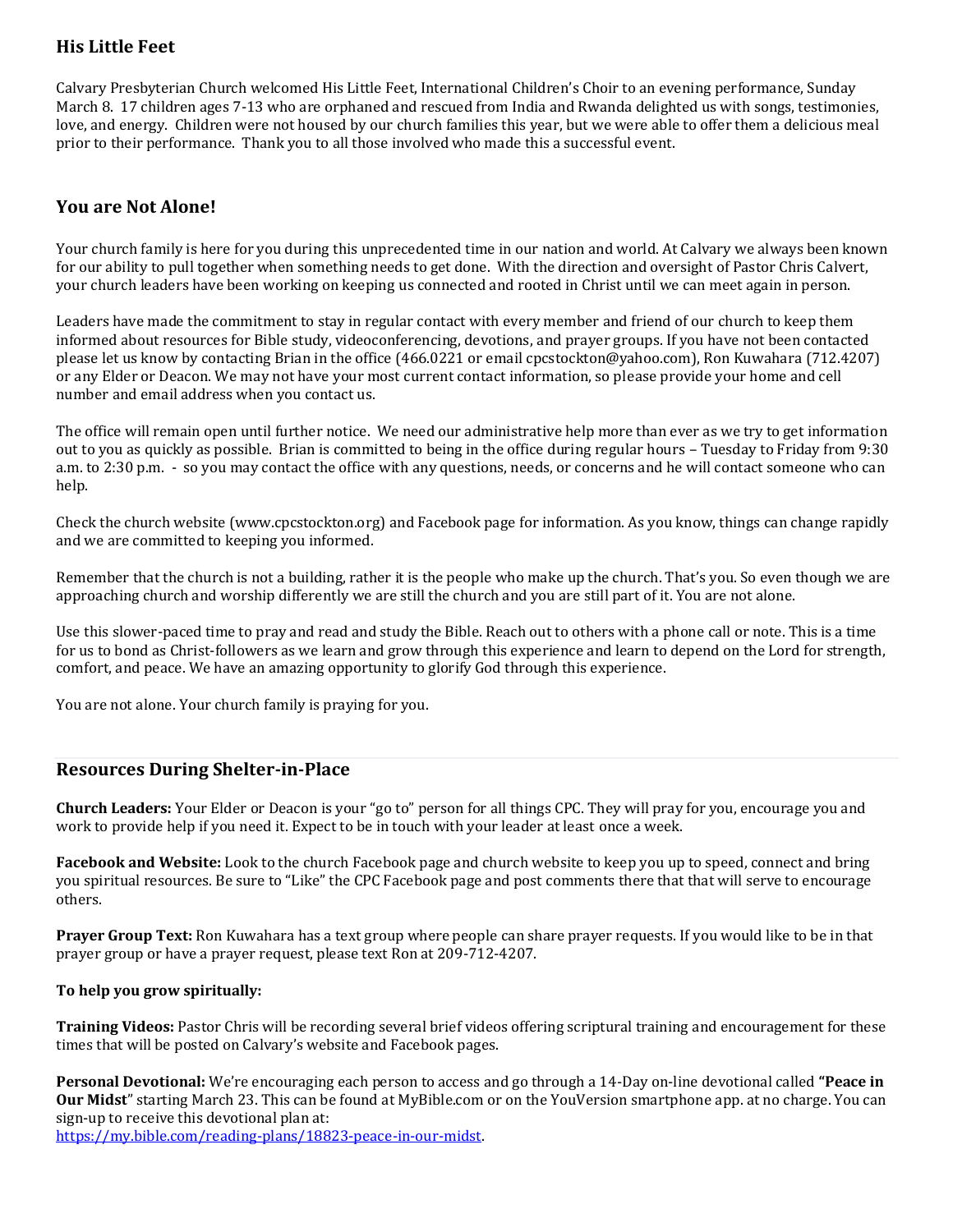## His Little Feet

Calvary Presbyterian Church welcomed His Little Feet, International Children's Choir to an evening performance, Sunday March 8. 17 children ages 7-13 who are orphaned and rescued from India and Rwanda delighted us with songs, testimonies, love, and energy. Children were not housed by our church families this year, but we were able to offer them a delicious meal prior to their performance. Thank you to all those involved who made this a successful event.

## You are Not Alone!

Your church family is here for you during this unprecedented time in our nation and world. At Calvary we always been known for our ability to pull together when something needs to get done. With the direction and oversight of Pastor Chris Calvert, your church leaders have been working on keeping us connected and rooted in Christ until we can meet again in person.

Leaders have made the commitment to stay in regular contact with every member and friend of our church to keep them informed about resources for Bible study, videoconferencing, devotions, and prayer groups. If you have not been contacted please let us know by contacting Brian in the office (466.0221 or email cpcstockton@yahoo.com), Ron Kuwahara (712.4207) or any Elder or Deacon. We may not have your most current contact information, so please provide your home and cell number and email address when you contact us.

The office will remain open until further notice. We need our administrative help more than ever as we try to get information out to you as quickly as possible. Brian is committed to being in the office during regular hours – Tuesday to Friday from 9:30 a.m. to 2:30 p.m. - so you may contact the office with any questions, needs, or concerns and he will contact someone who can help.

Check the church website (www.cpcstockton.org) and Facebook page for information. As you know, things can change rapidly and we are committed to keeping you informed.

Remember that the church is not a building, rather it is the people who make up the church. That's you. So even though we are approaching church and worship differently we are still the church and you are still part of it. You are not alone.

Use this slower-paced time to pray and read and study the Bible. Reach out to others with a phone call or note. This is a time for us to bond as Christ-followers as we learn and grow through this experience and learn to depend on the Lord for strength, comfort, and peace. We have an amazing opportunity to glorify God through this experience.

You are not alone. Your church family is praying for you.

## Resources During Shelter-in-Place

**Church Leaders:** Your Elder or Deacon is your "go to" person for all things CPC. They will pray for you, encourage you and work to provide help if you need it. Expect to be in touch with your leader at least once a week.

**Facebook and Website:** Look to the church Facebook page and church website to keep you up to speed, connect and bring you spiritual resources. Be sure to "Like" the CPC Facebook page and post comments there that that will serve to encourage others.

**Prayer Group Text:** Ron Kuwahara has a text group where people can share prayer requests. If you would like to be in that prayer group or have a prayer request, please text Ron at 209-712-4207.

**To help you grow spiritually:**

**Training Videos:** Pastor Chris will be recording several brief videos offering scriptural training and encouragement for these times that will be posted on Calvary's website and Facebook pages.

**Personal Devotional:** We're encouraging each person to access and go through a 14-Day on-line devotional called **"Peace in Our Midst"** starting March 23. This can be found at MyBible.com or on the YouVersion smartphone app. at no charge. You can sign-up to receive this devotional plan at:
[https://my.bible.com/reading-plans/18823-peace-in-our-midst](https://my.bible.com/reading-plans/18823-peace-in-our-midst).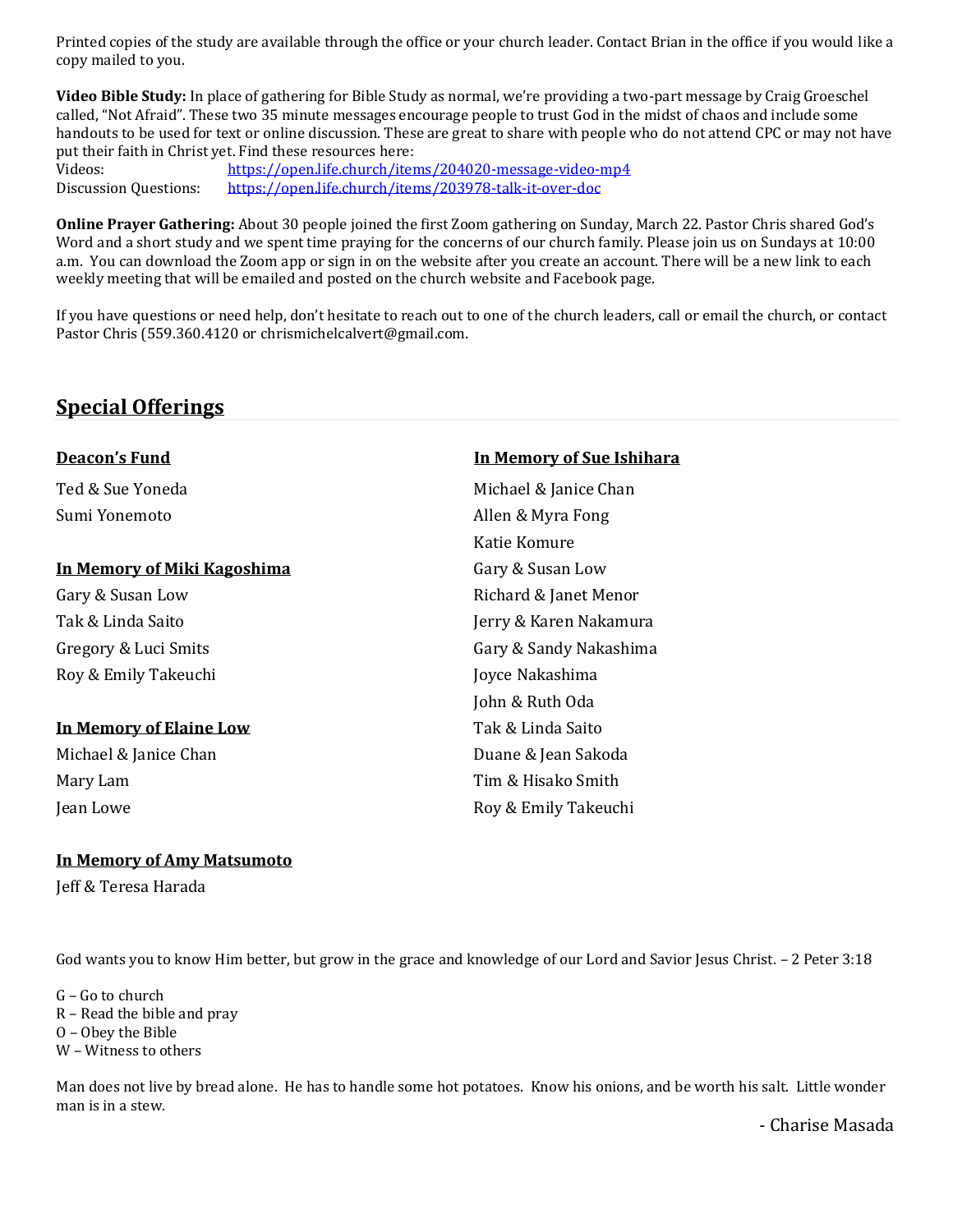Printed copies of the study are available through the office or your church leader. Contact Brian in the office if you would like a copy mailed to you.

**Video Bible Study:** In place of gathering for Bible Study as normal, we're providing a two-part message by Craig Groeschel called, "Not Afraid". These two 35 minute messages encourage people to trust God in the midst of chaos and include some handouts to be used for text or online discussion. These are great to share with people who do not attend CPC or may not have put their faith in Christ yet. Find these resources here:

Videos: https://open.life.church/items/204020-message-video-mp4
Discussion Questions: https://open.life.church/items/203978-talk-it-over-doc

**Online Prayer Gathering:** About 30 people joined the first Zoom gathering on Sunday, March 22. Pastor Chris shared God's Word and a short study and we spent time praying for the concerns of our church family. Please join us on Sundays at 10:00 a.m. You can download the Zoom app or sign in on the website after you create an account. There will be a new link to each weekly meeting that will be emailed and posted on the church website and Facebook page.

If you have questions or need help, don't hesitate to reach out to one of the church leaders, call or email the church, or contact Pastor Chris (559.360.4120 or chrismichelcalvert@gmail.com.

## Special Offerings

**Deacon's Fund**

Ted & Sue Yoneda
Sumi Yonemoto

**In Memory of Miki Kagoshima**

Gary & Susan Low
Tak & Linda Saito
Gregory & Luci Smits
Roy & Emily Takeuchi

**In Memory of Elaine Low**

Michael & Janice Chan
Mary Lam
Jean Lowe

**In Memory of Amy Matsumoto**

Jeff & Teresa Harada

**In Memory of Sue Ishihara**

Michael & Janice Chan
Allen & Myra Fong
Katie Komure
Gary & Susan Low
Richard & Janet Menor
Jerry & Karen Nakamura
Gary & Sandy Nakashima
Joyce Nakashima
John & Ruth Oda
Tak & Linda Saito
Duane & Jean Sakoda
Tim & Hisako Smith
Roy & Emily Takeuchi

God wants you to know Him better, but grow in the grace and knowledge of our Lord and Savior Jesus Christ. – 2 Peter 3:18

G – Go to church
R – Read the bible and pray
O – Obey the Bible
W – Witness to others

Man does not live by bread alone. He has to handle some hot potatoes. Know his onions, and be worth his salt. Little wonder man is in a stew.

- Charise Masada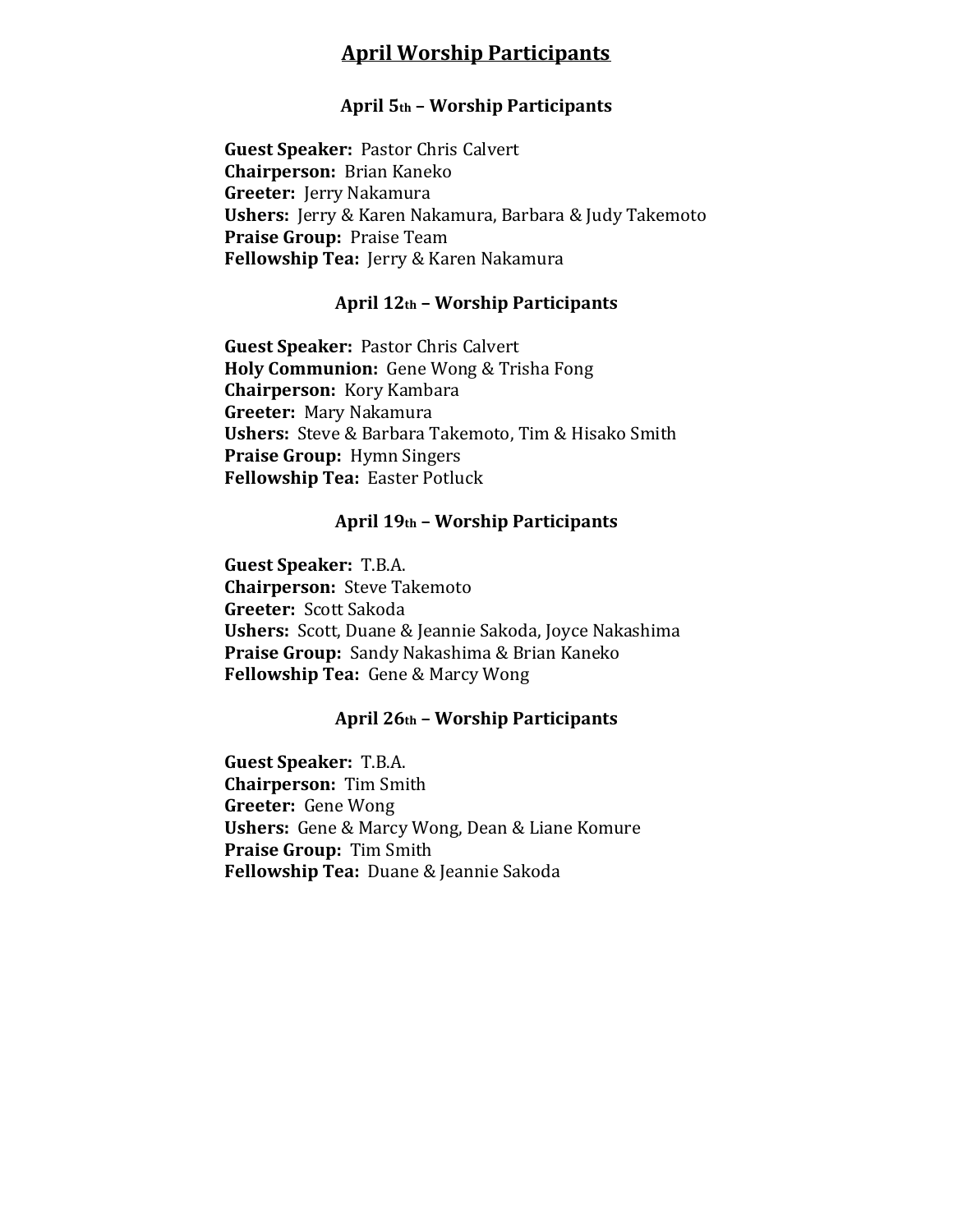# April Worship Participants

### April 5th – Worship Participants

**Guest Speaker:** Pastor Chris Calvert
**Chairperson:** Brian Kaneko
**Greeter:** Jerry Nakamura
**Ushers:** Jerry & Karen Nakamura, Barbara & Judy Takemoto
**Praise Group:** Praise Team
**Fellowship Tea:** Jerry & Karen Nakamura

### April 12th – Worship Participants

**Guest Speaker:** Pastor Chris Calvert
**Holy Communion:** Gene Wong & Trisha Fong
**Chairperson:** Kory Kambara
**Greeter:** Mary Nakamura
**Ushers:** Steve & Barbara Takemoto, Tim & Hisako Smith
**Praise Group:** Hymn Singers
**Fellowship Tea:** Easter Potluck

### April 19th – Worship Participants

**Guest Speaker:** T.B.A.
**Chairperson:** Steve Takemoto
**Greeter:** Scott Sakoda
**Ushers:** Scott, Duane & Jeannie Sakoda, Joyce Nakashima
**Praise Group:** Sandy Nakashima & Brian Kaneko
**Fellowship Tea:** Gene & Marcy Wong

### April 26th – Worship Participants

**Guest Speaker:** T.B.A.
**Chairperson:** Tim Smith
**Greeter:** Gene Wong
**Ushers:** Gene & Marcy Wong, Dean & Liane Komure
**Praise Group:** Tim Smith
**Fellowship Tea:** Duane & Jeannie Sakoda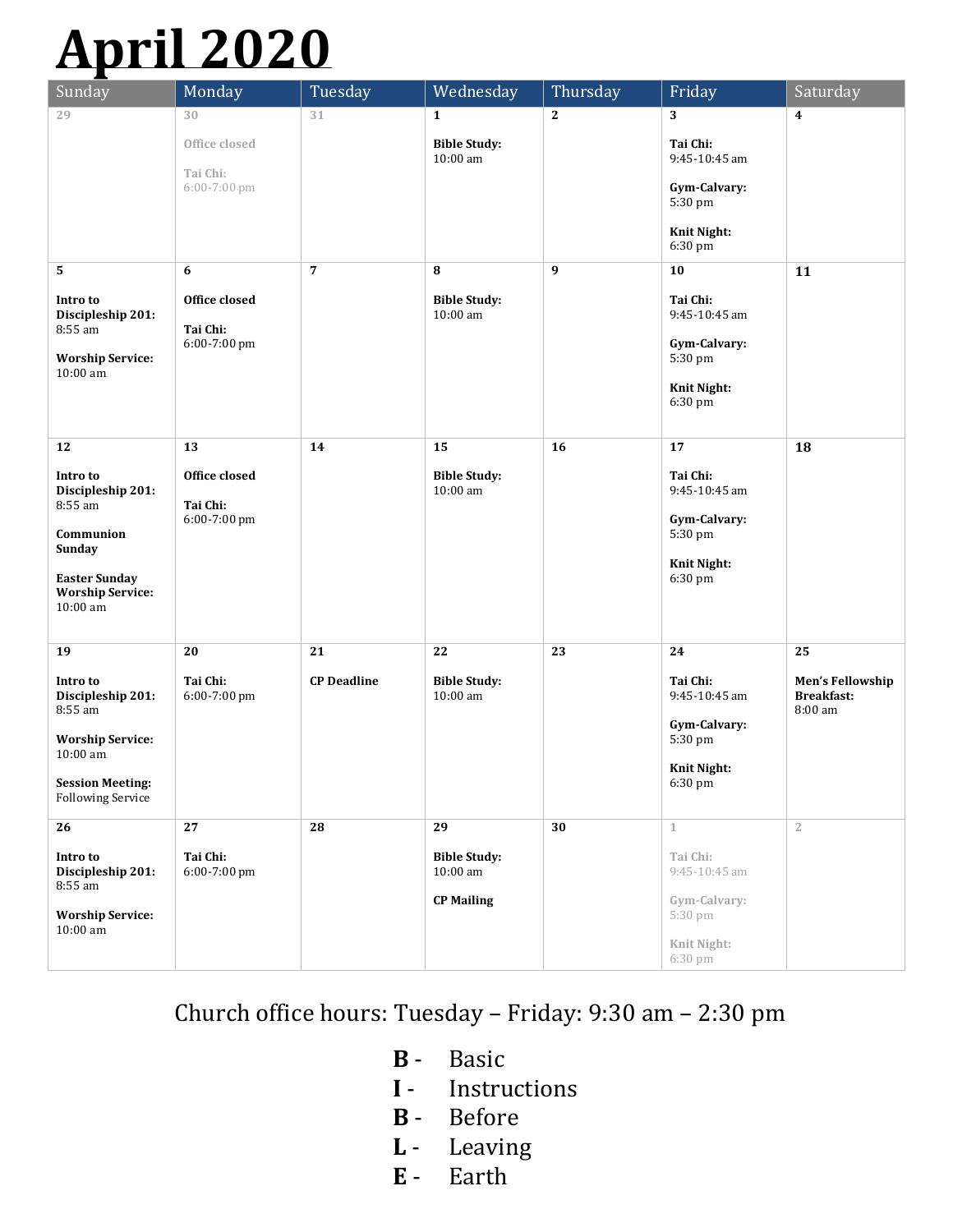# April 2020

| Sunday | Monday | Tuesday | Wednesday | Thursday | Friday | Saturday |
|---|---|---|---|---|---|---|
| 29 | 30<br><br>Office closed<br><br>**Tai Chi:**<br>6:00-7:00 pm | 31 | 1<br><br>**Bible Study:**<br>10:00 am | 2 | 3<br><br>**Tai Chi:**<br>9:45-10:45 am<br><br>**Gym-Calvary:**<br>5:30 pm<br><br>**Knit Night:**<br>6:30 pm | 4 |
| 5<br><br>**Intro to Discipleship 201:**<br>8:55 am<br><br>**Worship Service:**<br>10:00 am | 6<br><br>**Office closed**<br><br>**Tai Chi:**<br>6:00-7:00 pm | 7 | 8<br><br>**Bible Study:**<br>10:00 am | 9 | 10<br><br>**Tai Chi:**<br>9:45-10:45 am<br><br>**Gym-Calvary:**<br>5:30 pm<br><br>**Knit Night:**<br>6:30 pm | 11 |
| 12<br><br>**Intro to Discipleship 201:**<br>8:55 am<br><br>**Communion Sunday**<br><br>**Easter Sunday Worship Service:**<br>10:00 am | 13<br><br>**Office closed**<br><br>**Tai Chi:**<br>6:00-7:00 pm | 14 | 15<br><br>**Bible Study:**<br>10:00 am | 16 | 17<br><br>**Tai Chi:**<br>9:45-10:45 am<br><br>**Gym-Calvary:**<br>5:30 pm<br><br>**Knit Night:**<br>6:30 pm | 18 |
| 19<br><br>**Intro to Discipleship 201:**<br>8:55 am<br><br>**Worship Service:**<br>10:00 am<br><br>**Session Meeting:**<br>Following Service | 20<br><br>**Tai Chi:**<br>6:00-7:00 pm | 21<br><br>**CP Deadline** | 22<br><br>**Bible Study:**<br>10:00 am | 23 | 24<br><br>**Tai Chi:**<br>9:45-10:45 am<br><br>**Gym-Calvary:**<br>5:30 pm<br><br>**Knit Night:**<br>6:30 pm | 25<br><br>**Men's Fellowship Breakfast:**<br>8:00 am |
| 26<br><br>**Intro to Discipleship 201:**<br>8:55 am<br><br>**Worship Service:**<br>10:00 am | 27<br><br>**Tai Chi:**<br>6:00-7:00 pm | 28 | 29<br><br>**Bible Study:**<br>10:00 am<br><br>**CP Mailing** | 30 | 1<br><br>Tai Chi:<br>9:45-10:45 am<br><br>Gym-Calvary:<br>5:30 pm<br><br>Knit Night:<br>6:30 pm | 2 |

Church office hours: Tuesday – Friday: 9:30 am – 2:30 pm

**B** - Basic
**I** - Instructions
**B** - Before
**L** - Leaving
**E** - Earth